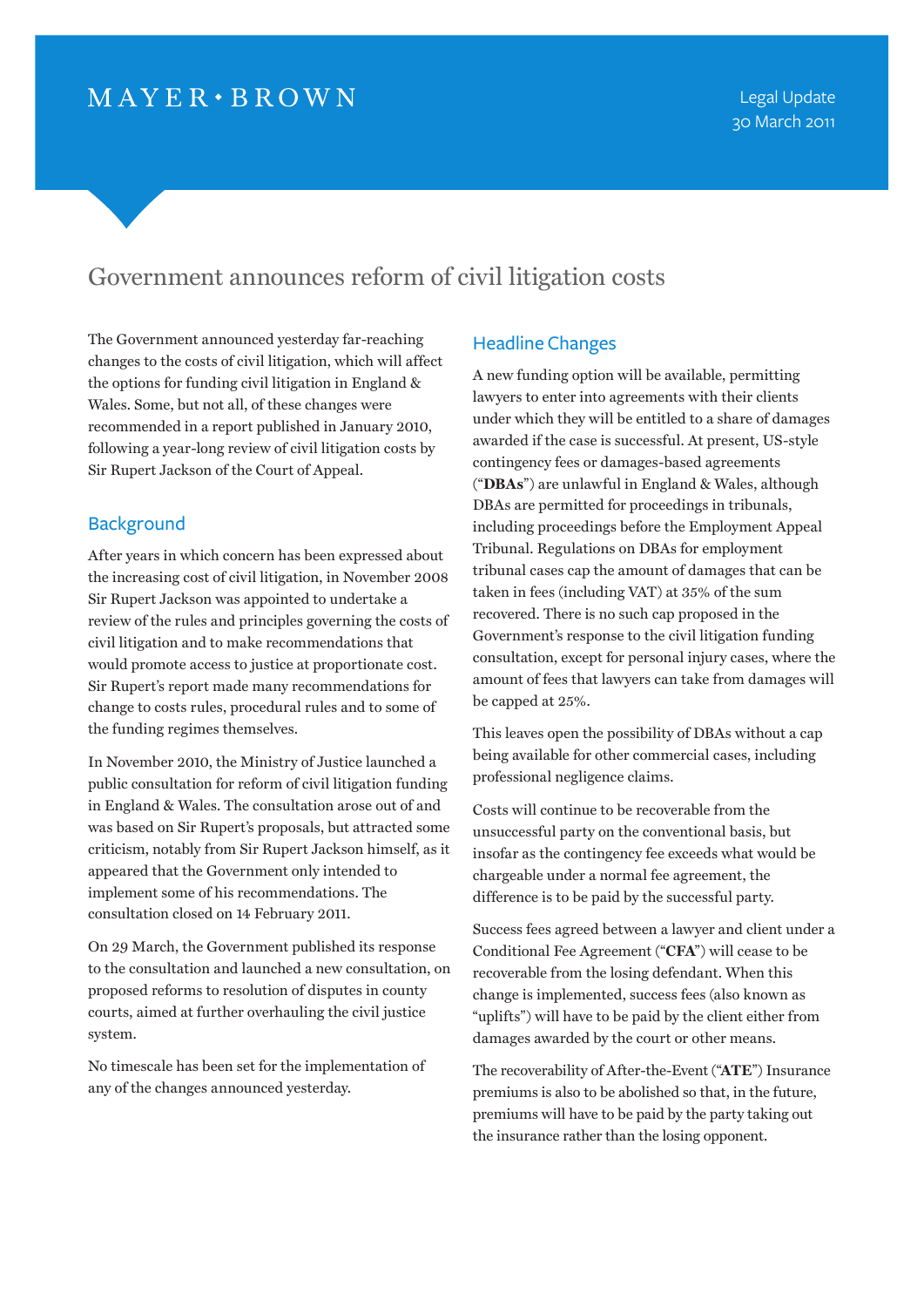MAYER • BROWN

Legal Update
30 March 2011

# Government announces reform of civil litigation costs

The Government announced yesterday far-reaching changes to the costs of civil litigation, which will affect the options for funding civil litigation in England & Wales. Some, but not all, of these changes were recommended in a report published in January 2010, following a year-long review of civil litigation costs by Sir Rupert Jackson of the Court of Appeal.

## Background

After years in which concern has been expressed about the increasing cost of civil litigation, in November 2008 Sir Rupert Jackson was appointed to undertake a review of the rules and principles governing the costs of civil litigation and to make recommendations that would promote access to justice at proportionate cost. Sir Rupert's report made many recommendations for change to costs rules, procedural rules and to some of the funding regimes themselves.

In November 2010, the Ministry of Justice launched a public consultation for reform of civil litigation funding in England & Wales. The consultation arose out of and was based on Sir Rupert's proposals, but attracted some criticism, notably from Sir Rupert Jackson himself, as it appeared that the Government only intended to implement some of his recommendations. The consultation closed on 14 February 2011.

On 29 March, the Government published its response to the consultation and launched a new consultation, on proposed reforms to resolution of disputes in county courts, aimed at further overhauling the civil justice system.

No timescale has been set for the implementation of any of the changes announced yesterday.

## Headline Changes

A new funding option will be available, permitting lawyers to enter into agreements with their clients under which they will be entitled to a share of damages awarded if the case is successful. At present, US-style contingency fees or damages-based agreements ("**DBAs**") are unlawful in England & Wales, although DBAs are permitted for proceedings in tribunals, including proceedings before the Employment Appeal Tribunal. Regulations on DBAs for employment tribunal cases cap the amount of damages that can be taken in fees (including VAT) at 35% of the sum recovered. There is no such cap proposed in the Government's response to the civil litigation funding consultation, except for personal injury cases, where the amount of fees that lawyers can take from damages will be capped at 25%.

This leaves open the possibility of DBAs without a cap being available for other commercial cases, including professional negligence claims.

Costs will continue to be recoverable from the unsuccessful party on the conventional basis, but insofar as the contingency fee exceeds what would be chargeable under a normal fee agreement, the difference is to be paid by the successful party.

Success fees agreed between a lawyer and client under a Conditional Fee Agreement ("**CFA**") will cease to be recoverable from the losing defendant. When this change is implemented, success fees (also known as "uplifts") will have to be paid by the client either from damages awarded by the court or other means.

The recoverability of After-the-Event ("**ATE**") Insurance premiums is also to be abolished so that, in the future, premiums will have to be paid by the party taking out the insurance rather than the losing opponent.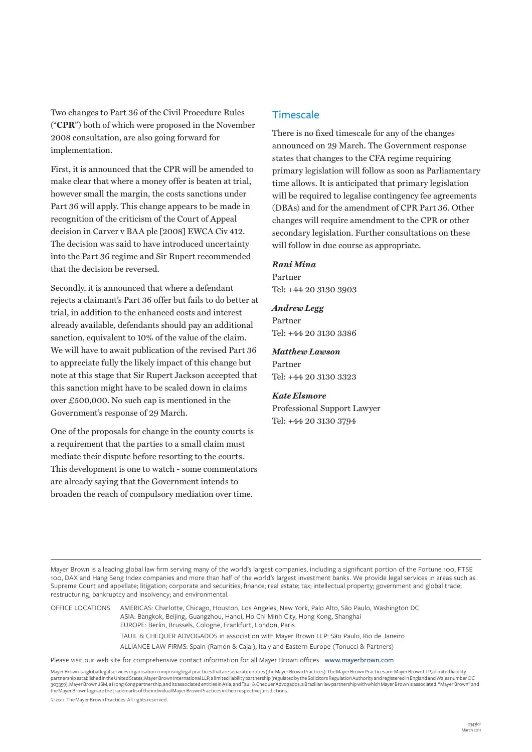Two changes to Part 36 of the Civil Procedure Rules ("**CPR**") both of which were proposed in the November 2008 consultation, are also going forward for implementation.

First, it is announced that the CPR will be amended to make clear that where a money offer is beaten at trial, however small the margin, the costs sanctions under Part 36 will apply. This change appears to be made in recognition of the criticism of the Court of Appeal decision in Carver v BAA plc [2008] EWCA Civ 412. The decision was said to have introduced uncertainty into the Part 36 regime and Sir Rupert recommended that the decision be reversed.

Secondly, it is announced that where a defendant rejects a claimant's Part 36 offer but fails to do better at trial, in addition to the enhanced costs and interest already available, defendants should pay an additional sanction, equivalent to 10% of the value of the claim. We will have to await publication of the revised Part 36 to appreciate fully the likely impact of this change but note at this stage that Sir Rupert Jackson accepted that this sanction might have to be scaled down in claims over £500,000. No such cap is mentioned in the Government's response of 29 March.

One of the proposals for change in the county courts is a requirement that the parties to a small claim must mediate their dispute before resorting to the courts. This development is one to watch - some commentators are already saying that the Government intends to broaden the reach of compulsory mediation over time.

## Timescale

There is no fixed timescale for any of the changes announced on 29 March. The Government response states that changes to the CFA regime requiring primary legislation will follow as soon as Parliamentary time allows. It is anticipated that primary legislation will be required to legalise contingency fee agreements (DBAs) and for the amendment of CPR Part 36. Other changes will require amendment to the CPR or other secondary legislation. Further consultations on these will follow in due course as appropriate.

***Rani Mina***
Partner
Tel: +44 20 3130 3903

***Andrew Legg***
Partner
Tel: +44 20 3130 3386

***Matthew Lawson***
Partner
Tel: +44 20 3130 3323

***Kate Elsmore***
Professional Support Lawyer
Tel: +44 20 3130 3794

---

Mayer Brown is a leading global law firm serving many of the world's largest companies, including a significant portion of the Fortune 100, FTSE 100, DAX and Hang Seng Index companies and more than half of the world's largest investment banks. We provide legal services in areas such as Supreme Court and appellate; litigation; corporate and securities; finance; real estate; tax; intellectual property; government and global trade; restructuring, bankruptcy and insolvency; and environmental.

OFFICE LOCATIONS AMERICAS: Charlotte, Chicago, Houston, Los Angeles, New York, Palo Alto, São Paulo, Washington DC
ASIA: Bangkok, Beijing, Guangzhou, Hanoi, Ho Chi Minh City, Hong Kong, Shanghai
EUROPE: Berlin, Brussels, Cologne, Frankfurt, London, Paris

TAUIL & CHEQUER ADVOGADOS in association with Mayer Brown LLP: São Paulo, Rio de Janeiro

ALLIANCE LAW FIRMS: Spain (Ramón & Cajal); Italy and Eastern Europe (Tonucci & Partners)

Please visit our web site for comprehensive contact information for all Mayer Brown offices. www.mayerbrown.com

Mayer Brown is a global legal services organisation comprising legal practices that are separate entities (the Mayer Brown Practices). The Mayer Brown Practices are: Mayer Brown LLP, a limited liability partnership established in the United States; Mayer Brown International LLP, a limited liability partnership (regulated by the Solicitors Regulation Authority and registered in England and Wales number OC 303359); Mayer Brown JSM, a Hong Kong partnership, and its associated entities in Asia; and Tauil & Chequer Advogados, a Brazilian law partnership with which Mayer Brown is associated. "Mayer Brown" and the Mayer Brown logo are the trademarks of the individual Mayer Brown Practices in their respective jurisdictions.

© 2011. The Mayer Brown Practices. All rights reserved.

0343ldr
March 2011